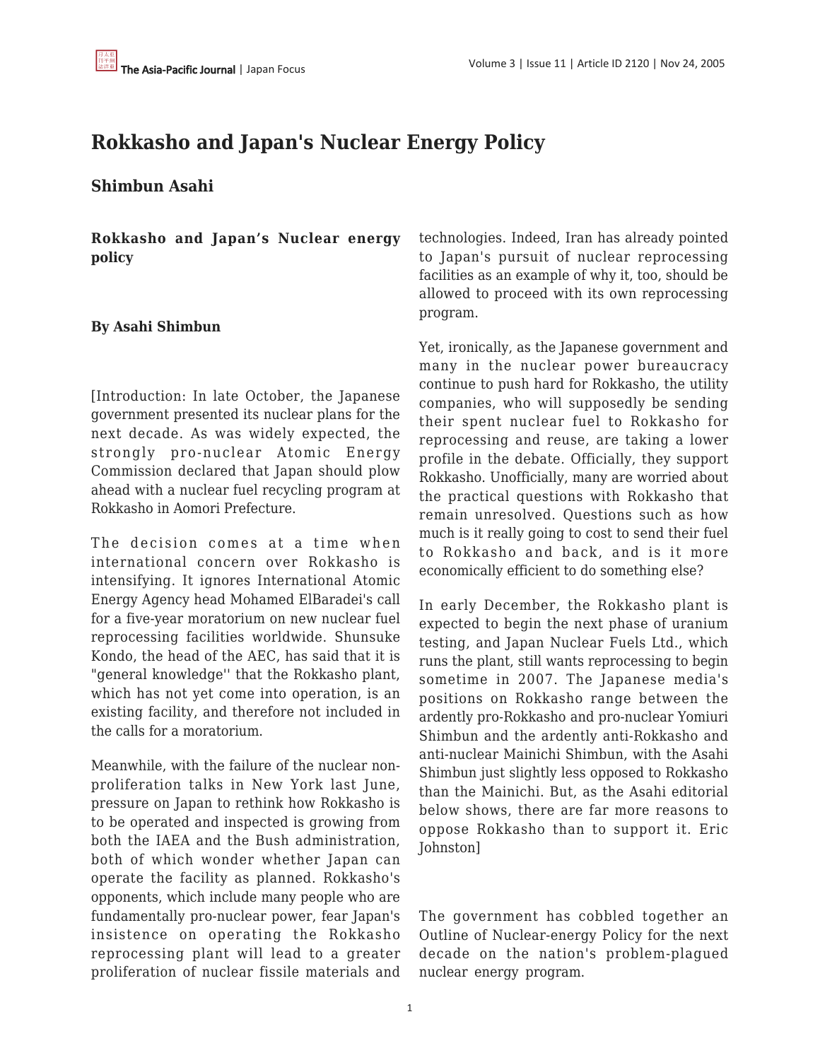# Rokkasho and Japan's Nuclear Energy Policy

## Shimbun Asahi

**Rokkasho and Japan's Nuclear energy policy**

**By Asahi Shimbun**

[Introduction: In late October, the Japanese government presented its nuclear plans for the next decade. As was widely expected, the strongly pro-nuclear Atomic Energy Commission declared that Japan should plow ahead with a nuclear fuel recycling program at Rokkasho in Aomori Prefecture.

The decision comes at a time when international concern over Rokkasho is intensifying. It ignores International Atomic Energy Agency head Mohamed ElBaradei's call for a five-year moratorium on new nuclear fuel reprocessing facilities worldwide. Shunsuke Kondo, the head of the AEC, has said that it is "general knowledge'' that the Rokkasho plant, which has not yet come into operation, is an existing facility, and therefore not included in the calls for a moratorium.

Meanwhile, with the failure of the nuclear non-proliferation talks in New York last June, pressure on Japan to rethink how Rokkasho is to be operated and inspected is growing from both the IAEA and the Bush administration, both of which wonder whether Japan can operate the facility as planned. Rokkasho's opponents, which include many people who are fundamentally pro-nuclear power, fear Japan's insistence on operating the Rokkasho reprocessing plant will lead to a greater proliferation of nuclear fissile materials and technologies. Indeed, Iran has already pointed to Japan's pursuit of nuclear reprocessing facilities as an example of why it, too, should be allowed to proceed with its own reprocessing program.

Yet, ironically, as the Japanese government and many in the nuclear power bureaucracy continue to push hard for Rokkasho, the utility companies, who will supposedly be sending their spent nuclear fuel to Rokkasho for reprocessing and reuse, are taking a lower profile in the debate. Officially, they support Rokkasho. Unofficially, many are worried about the practical questions with Rokkasho that remain unresolved. Questions such as how much is it really going to cost to send their fuel to Rokkasho and back, and is it more economically efficient to do something else?

In early December, the Rokkasho plant is expected to begin the next phase of uranium testing, and Japan Nuclear Fuels Ltd., which runs the plant, still wants reprocessing to begin sometime in 2007. The Japanese media's positions on Rokkasho range between the ardently pro-Rokkasho and pro-nuclear Yomiuri Shimbun and the ardently anti-Rokkasho and anti-nuclear Mainichi Shimbun, with the Asahi Shimbun just slightly less opposed to Rokkasho than the Mainichi. But, as the Asahi editorial below shows, there are far more reasons to oppose Rokkasho than to support it. Eric Johnston]

The government has cobbled together an Outline of Nuclear-energy Policy for the next decade on the nation's problem-plagued nuclear energy program.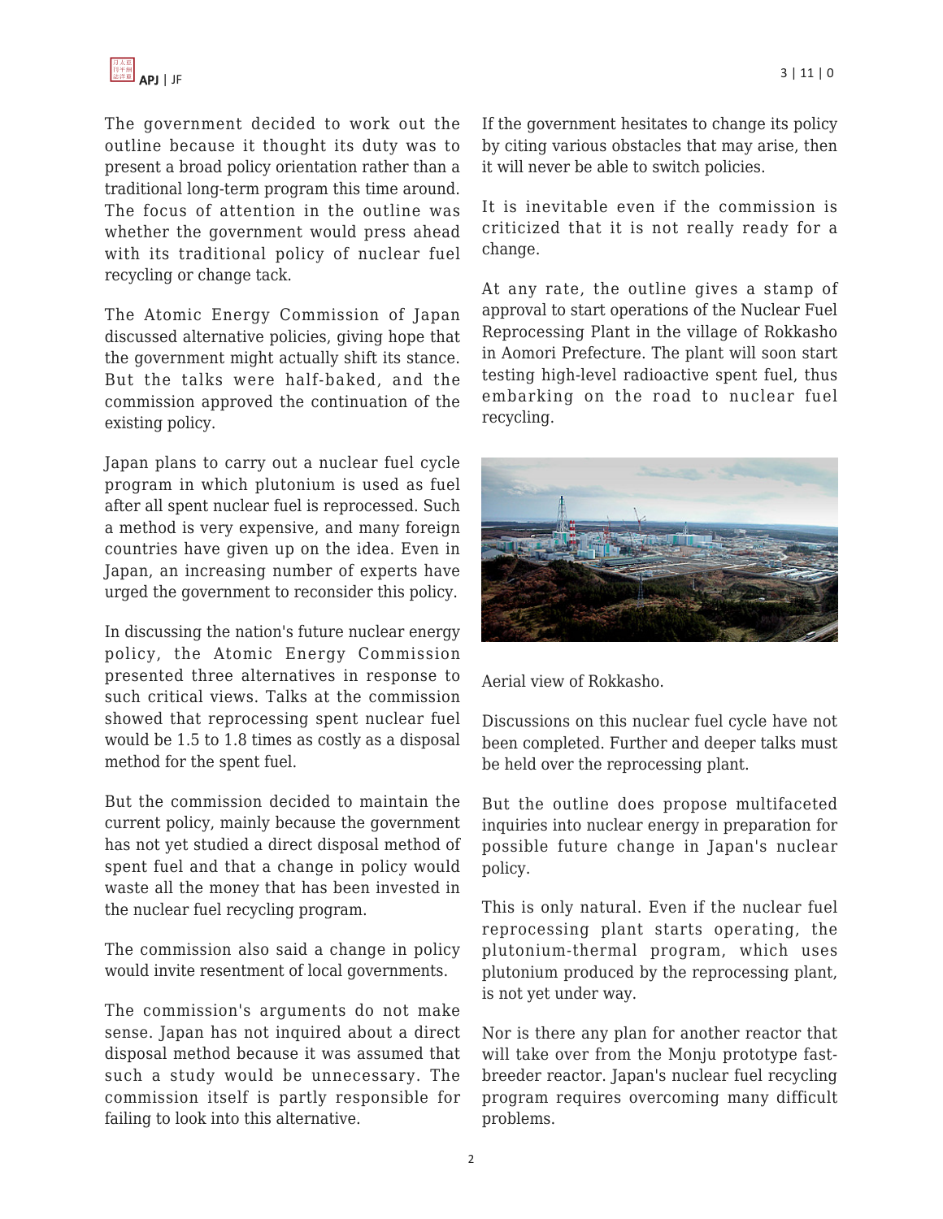The government decided to work out the outline because it thought its duty was to present a broad policy orientation rather than a traditional long-term program this time around. The focus of attention in the outline was whether the government would press ahead with its traditional policy of nuclear fuel recycling or change tack.

The Atomic Energy Commission of Japan discussed alternative policies, giving hope that the government might actually shift its stance. But the talks were half-baked, and the commission approved the continuation of the existing policy.

Japan plans to carry out a nuclear fuel cycle program in which plutonium is used as fuel after all spent nuclear fuel is reprocessed. Such a method is very expensive, and many foreign countries have given up on the idea. Even in Japan, an increasing number of experts have urged the government to reconsider this policy.

In discussing the nation's future nuclear energy policy, the Atomic Energy Commission presented three alternatives in response to such critical views. Talks at the commission showed that reprocessing spent nuclear fuel would be 1.5 to 1.8 times as costly as a disposal method for the spent fuel.

But the commission decided to maintain the current policy, mainly because the government has not yet studied a direct disposal method of spent fuel and that a change in policy would waste all the money that has been invested in the nuclear fuel recycling program.

The commission also said a change in policy would invite resentment of local governments.

The commission's arguments do not make sense. Japan has not inquired about a direct disposal method because it was assumed that such a study would be unnecessary. The commission itself is partly responsible for failing to look into this alternative.

If the government hesitates to change its policy by citing various obstacles that may arise, then it will never be able to switch policies.

It is inevitable even if the commission is criticized that it is not really ready for a change.

At any rate, the outline gives a stamp of approval to start operations of the Nuclear Fuel Reprocessing Plant in the village of Rokkasho in Aomori Prefecture. The plant will soon start testing high-level radioactive spent fuel, thus embarking on the road to nuclear fuel recycling.

Aerial view of Rokkasho.

Discussions on this nuclear fuel cycle have not been completed. Further and deeper talks must be held over the reprocessing plant.

But the outline does propose multifaceted inquiries into nuclear energy in preparation for possible future change in Japan's nuclear policy.

This is only natural. Even if the nuclear fuel reprocessing plant starts operating, the plutonium-thermal program, which uses plutonium produced by the reprocessing plant, is not yet under way.

Nor is there any plan for another reactor that will take over from the Monju prototype fast-breeder reactor. Japan's nuclear fuel recycling program requires overcoming many difficult problems.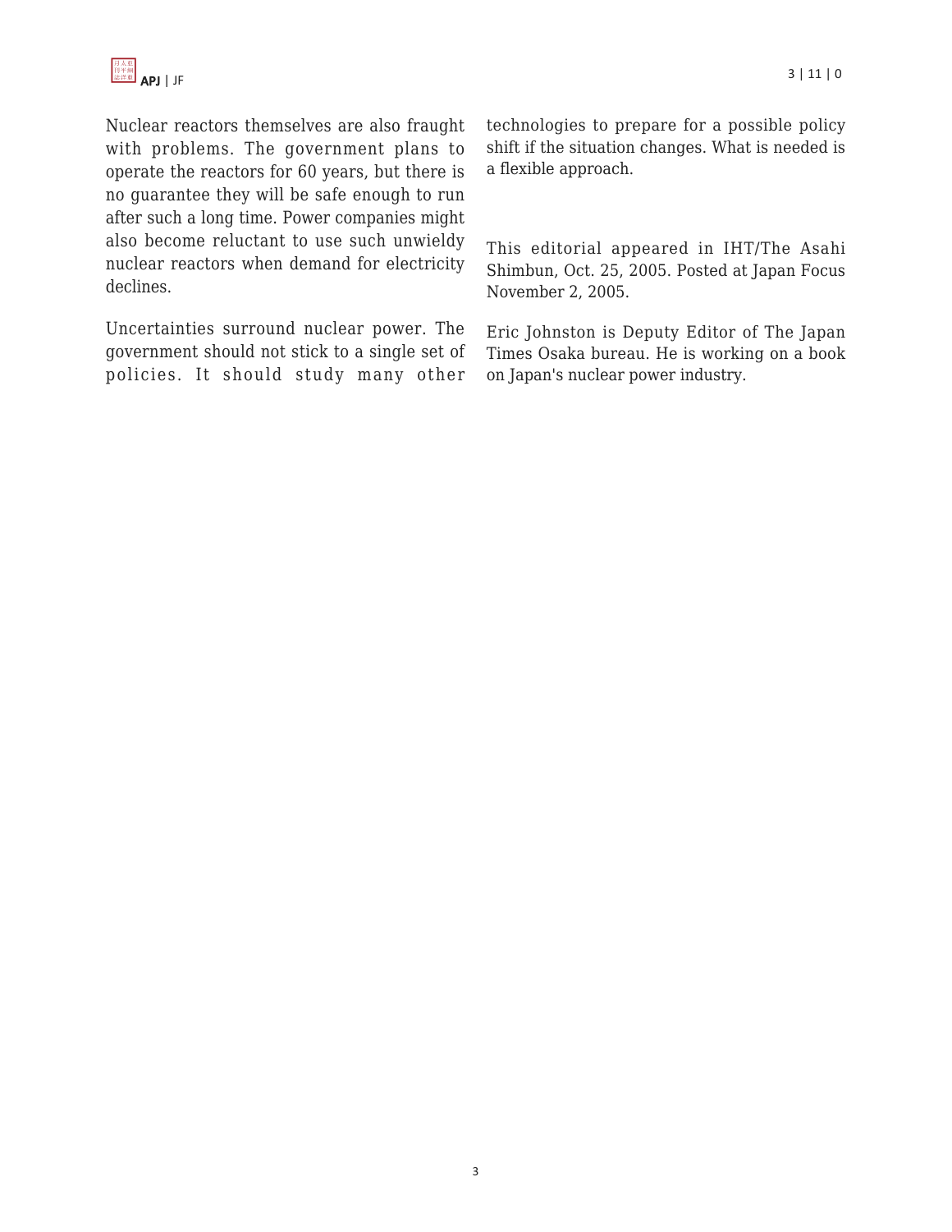Nuclear reactors themselves are also fraught with problems. The government plans to operate the reactors for 60 years, but there is no guarantee they will be safe enough to run after such a long time. Power companies might also become reluctant to use such unwieldy nuclear reactors when demand for electricity declines.

Uncertainties surround nuclear power. The government should not stick to a single set of policies. It should study many other technologies to prepare for a possible policy shift if the situation changes. What is needed is a flexible approach.

This editorial appeared in IHT/The Asahi Shimbun, Oct. 25, 2005. Posted at Japan Focus November 2, 2005.

Eric Johnston is Deputy Editor of The Japan Times Osaka bureau. He is working on a book on Japan's nuclear power industry.